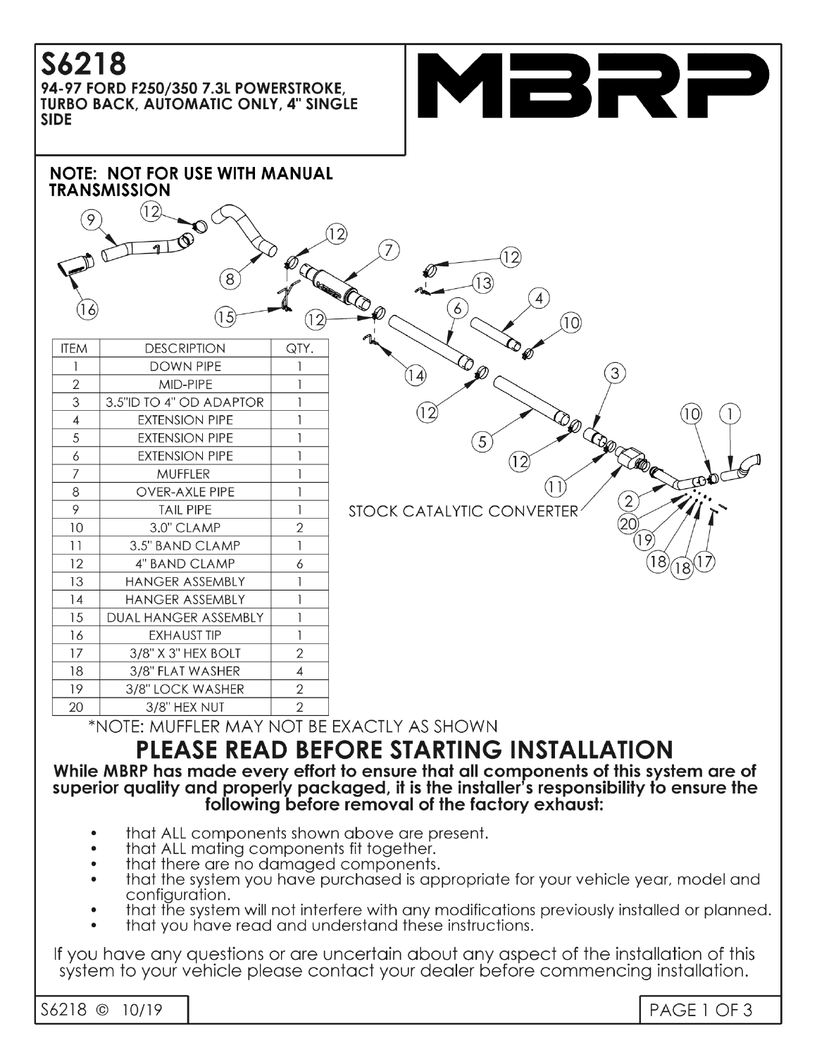# S6218

**94-97 FORD F250/350 7.3L POWERSTROKE, TURBO BACK, AUTOMATIC ONLY, 4" SINGLE SIDE**

MBRP

**NOTE: NOT FOR USE WITH MANUAL TRANSMISSION**

STOCK CATALYTIC CONVERTER

| ITEM | DESCRIPTION | QTY. |
|---|---|---|
| 1 | DOWN PIPE | 1 |
| 2 | MID-PIPE | 1 |
| 3 | 3.5"ID TO 4" OD ADAPTOR | 1 |
| 4 | EXTENSION PIPE | 1 |
| 5 | EXTENSION PIPE | 1 |
| 6 | EXTENSION PIPE | 1 |
| 7 | MUFFLER | 1 |
| 8 | OVER-AXLE PIPE | 1 |
| 9 | TAIL PIPE | 1 |
| 10 | 3.0" CLAMP | 2 |
| 11 | 3.5" BAND CLAMP | 1 |
| 12 | 4" BAND CLAMP | 6 |
| 13 | HANGER ASSEMBLY | 1 |
| 14 | HANGER ASSEMBLY | 1 |
| 15 | DUAL HANGER ASSEMBLY | 1 |
| 16 | EXHAUST TIP | 1 |
| 17 | 3/8" X 3" HEX BOLT | 2 |
| 18 | 3/8" FLAT WASHER | 4 |
| 19 | 3/8" LOCK WASHER | 2 |
| 20 | 3/8" HEX NUT | 2 |

*NOTE: MUFFLER MAY NOT BE EXACTLY AS SHOWN

## PLEASE READ BEFORE STARTING INSTALLATION

**While MBRP has made every effort to ensure that all components of this system are of superior quality and properly packaged, it is the installer's responsibility to ensure the following before removal of the factory exhaust:**

- that ALL components shown above are present.
- that ALL mating components fit together.
- that there are no damaged components.
- that the system you have purchased is appropriate for your vehicle year, model and configuration.
- that the system will not interfere with any modifications previously installed or planned.
- that you have read and understand these instructions.

If you have any questions or are uncertain about any aspect of the installation of this system to your vehicle please contact your dealer before commencing installation.

S6218 © 10/19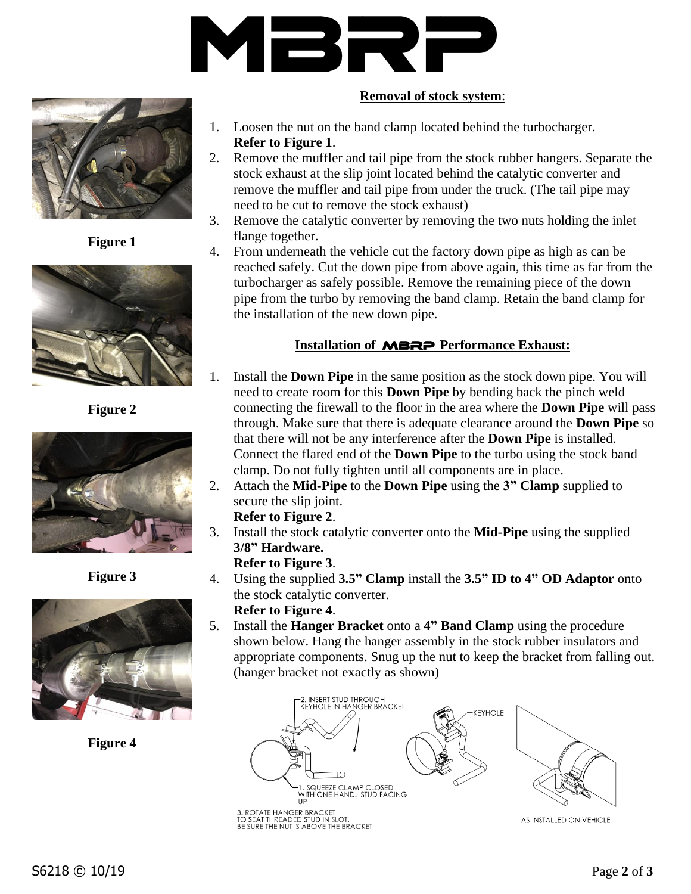## Removal of stock system:

1. Loosen the nut on the band clamp located behind the turbocharger. **Refer to Figure 1**.
2. Remove the muffler and tail pipe from the stock rubber hangers. Separate the stock exhaust at the slip joint located behind the catalytic converter and remove the muffler and tail pipe from under the truck. (The tail pipe may need to be cut to remove the stock exhaust)
3. Remove the catalytic converter by removing the two nuts holding the inlet flange together.
4. From underneath the vehicle cut the factory down pipe as high as can be reached safely. Cut the down pipe from above again, this time as far from the turbocharger as safely possible. Remove the remaining piece of the down pipe from the turbo by removing the band clamp. Retain the band clamp for the installation of the new down pipe.

Figure 1

Figure 2

Figure 3

Figure 4

## Installation of MBRP Performance Exhaust:

1. Install the **Down Pipe** in the same position as the stock down pipe. You will need to create room for this **Down Pipe** by bending back the pinch weld connecting the firewall to the floor in the area where the **Down Pipe** will pass through. Make sure that there is adequate clearance around the **Down Pipe** so that there will not be any interference after the **Down Pipe** is installed. Connect the flared end of the **Down Pipe** to the turbo using the stock band clamp. Do not fully tighten until all components are in place.
2. Attach the **Mid-Pipe** to the **Down Pipe** using the **3" Clamp** supplied to secure the slip joint.
   **Refer to Figure 2**.
3. Install the stock catalytic converter onto the **Mid-Pipe** using the supplied **3/8" Hardware.**
   **Refer to Figure 3**.
4. Using the supplied **3.5" Clamp** install the **3.5" ID to 4" OD Adaptor** onto the stock catalytic converter.
   **Refer to Figure 4**.
5. Install the **Hanger Bracket** onto a **4" Band Clamp** using the procedure shown below. Hang the hanger assembly in the stock rubber insulators and appropriate components. Snug up the nut to keep the bracket from falling out. (hanger bracket not exactly as shown)

1. SQUEEZE CLAMP CLOSED WITH ONE HAND. STUD FACING UP
2. INSERT STUD THROUGH KEYHOLE IN HANGER BRACKET
3. ROTATE HANGER BRACKET TO SEAT THREADED STUD IN SLOT. BE SURE THE NUT IS ABOVE THE BRACKET

KEYHOLE

AS INSTALLED ON VEHICLE

S6218 © 10/19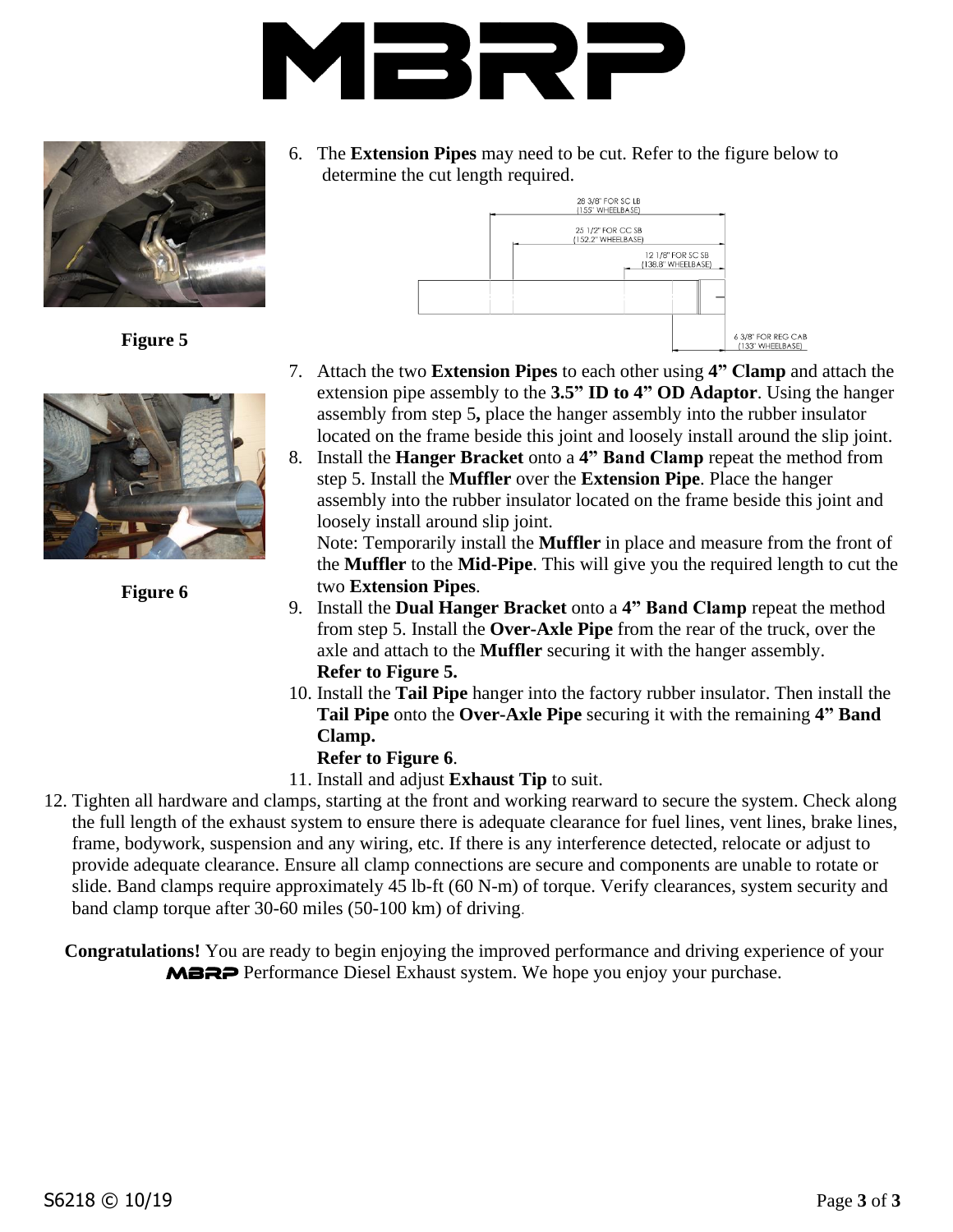# MBRP

6. The **Extension Pipes** may need to be cut. Refer to the figure below to determine the cut length required.

28 3/8" FOR SC LB
(155" WHEELBASE)

25 1/2" FOR CC SB
(152.2" WHEELBASE)

12 1/8" FOR SC SB
(138.8" WHEELBASE)

6 3/8" FOR REG CAB
(133" WHEELBASE)

**Figure 5**

**Figure 6**

7. Attach the two **Extension Pipes** to each other using **4" Clamp** and attach the extension pipe assembly to the **3.5" ID to 4" OD Adaptor**. Using the hanger assembly from step 5**,** place the hanger assembly into the rubber insulator located on the frame beside this joint and loosely install around the slip joint.
8. Install the **Hanger Bracket** onto a **4" Band Clamp** repeat the method from step 5. Install the **Muffler** over the **Extension Pipe**. Place the hanger assembly into the rubber insulator located on the frame beside this joint and loosely install around slip joint.
   Note: Temporarily install the **Muffler** in place and measure from the front of the **Muffler** to the **Mid-Pipe**. This will give you the required length to cut the two **Extension Pipes**.
9. Install the **Dual Hanger Bracket** onto a **4" Band Clamp** repeat the method from step 5. Install the **Over-Axle Pipe** from the rear of the truck, over the axle and attach to the **Muffler** securing it with the hanger assembly.
   **Refer to Figure 5.**
10. Install the **Tail Pipe** hanger into the factory rubber insulator. Then install the **Tail Pipe** onto the **Over-Axle Pipe** securing it with the remaining **4" Band Clamp.**
    **Refer to Figure 6**.
11. Install and adjust **Exhaust Tip** to suit.
12. Tighten all hardware and clamps, starting at the front and working rearward to secure the system. Check along the full length of the exhaust system to ensure there is adequate clearance for fuel lines, vent lines, brake lines, frame, bodywork, suspension and any wiring, etc. If there is any interference detected, relocate or adjust to provide adequate clearance. Ensure all clamp connections are secure and components are unable to rotate or slide. Band clamps require approximately 45 lb-ft (60 N-m) of torque. Verify clearances, system security and band clamp torque after 30-60 miles (50-100 km) of driving.

**Congratulations!** You are ready to begin enjoying the improved performance and driving experience of your MBRP Performance Diesel Exhaust system. We hope you enjoy your purchase.

S6218 © 10/19